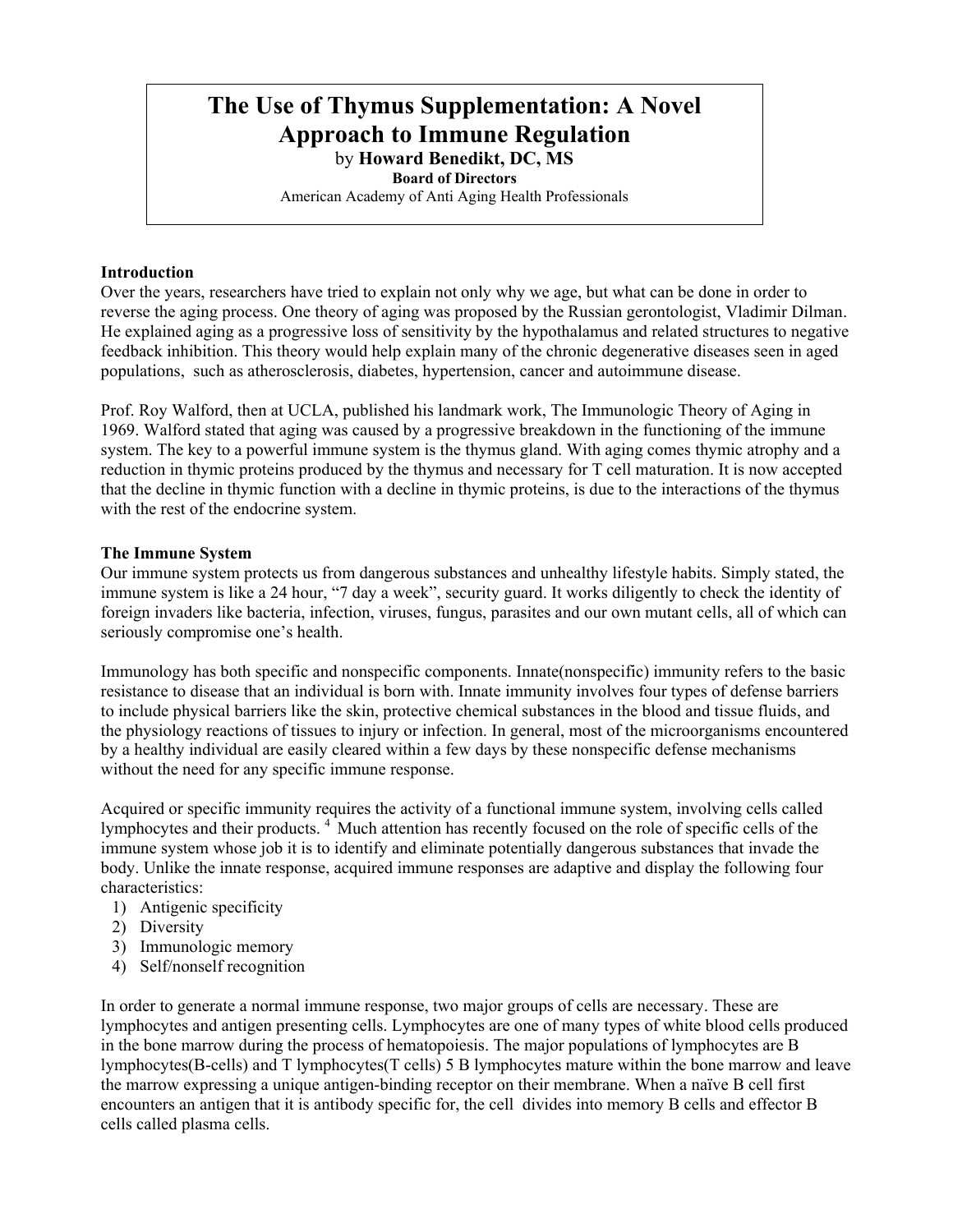# The Use of Thymus Supplementation: A Novel Approach to Immune Regulation

by **Howard Benedikt, DC, MS**

**Board of Directors**

American Academy of Anti Aging Health Professionals

## Introduction

Over the years, researchers have tried to explain not only why we age, but what can be done in order to reverse the aging process. One theory of aging was proposed by the Russian gerontologist, Vladimir Dilman. He explained aging as a progressive loss of sensitivity by the hypothalamus and related structures to negative feedback inhibition. This theory would help explain many of the chronic degenerative diseases seen in aged populations, such as atherosclerosis, diabetes, hypertension, cancer and autoimmune disease.

Prof. Roy Walford, then at UCLA, published his landmark work, The Immunologic Theory of Aging in 1969. Walford stated that aging was caused by a progressive breakdown in the functioning of the immune system. The key to a powerful immune system is the thymus gland. With aging comes thymic atrophy and a reduction in thymic proteins produced by the thymus and necessary for T cell maturation. It is now accepted that the decline in thymic function with a decline in thymic proteins, is due to the interactions of the thymus with the rest of the endocrine system.

## The Immune System

Our immune system protects us from dangerous substances and unhealthy lifestyle habits. Simply stated, the immune system is like a 24 hour, "7 day a week", security guard. It works diligently to check the identity of foreign invaders like bacteria, infection, viruses, fungus, parasites and our own mutant cells, all of which can seriously compromise one's health.

Immunology has both specific and nonspecific components. Innate(nonspecific) immunity refers to the basic resistance to disease that an individual is born with. Innate immunity involves four types of defense barriers to include physical barriers like the skin, protective chemical substances in the blood and tissue fluids, and the physiology reactions of tissues to injury or infection. In general, most of the microorganisms encountered by a healthy individual are easily cleared within a few days by these nonspecific defense mechanisms without the need for any specific immune response.

Acquired or specific immunity requires the activity of a functional immune system, involving cells called lymphocytes and their products. [4] Much attention has recently focused on the role of specific cells of the immune system whose job it is to identify and eliminate potentially dangerous substances that invade the body. Unlike the innate response, acquired immune responses are adaptive and display the following four characteristics:

1) Antigenic specificity
2) Diversity
3) Immunologic memory
4) Self/nonself recognition

In order to generate a normal immune response, two major groups of cells are necessary. These are lymphocytes and antigen presenting cells. Lymphocytes are one of many types of white blood cells produced in the bone marrow during the process of hematopoiesis. The major populations of lymphocytes are B lymphocytes(B-cells) and T lymphocytes(T cells) 5 B lymphocytes mature within the bone marrow and leave the marrow expressing a unique antigen-binding receptor on their membrane. When a naïve B cell first encounters an antigen that it is antibody specific for, the cell divides into memory B cells and effector B cells called plasma cells.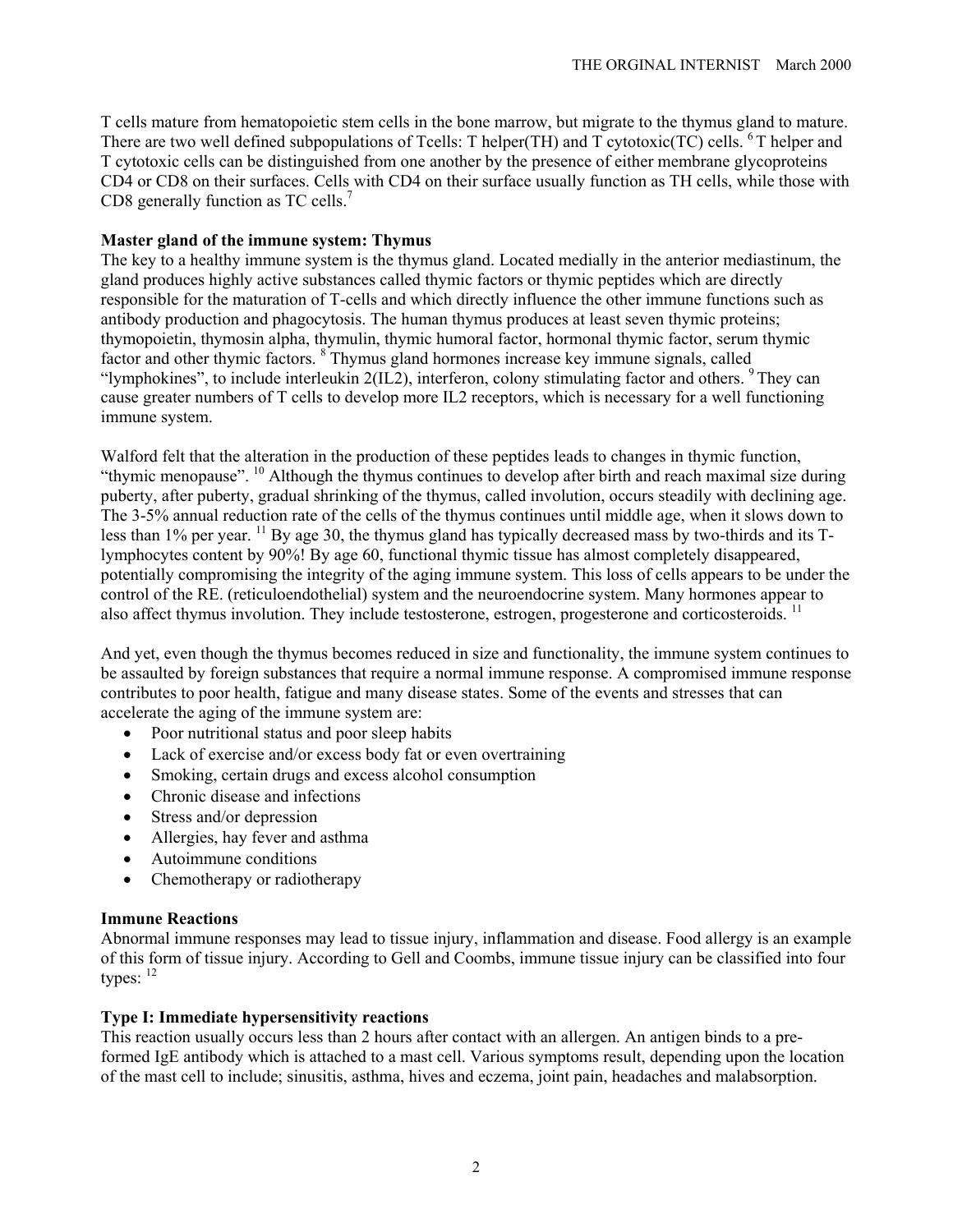T cells mature from hematopoietic stem cells in the bone marrow, but migrate to the thymus gland to mature. There are two well defined subpopulations of Tcells: T helper(TH) and T cytotoxic(TC) cells. [6] T helper and T cytotoxic cells can be distinguished from one another by the presence of either membrane glycoproteins CD4 or CD8 on their surfaces. Cells with CD4 on their surface usually function as TH cells, while those with CD8 generally function as TC cells.[7]

**Master gland of the immune system: Thymus**

The key to a healthy immune system is the thymus gland. Located medially in the anterior mediastinum, the gland produces highly active substances called thymic factors or thymic peptides which are directly responsible for the maturation of T-cells and which directly influence the other immune functions such as antibody production and phagocytosis. The human thymus produces at least seven thymic proteins; thymopoietin, thymosin alpha, thymulin, thymic humoral factor, hormonal thymic factor, serum thymic factor and other thymic factors. [8] Thymus gland hormones increase key immune signals, called "lymphokines", to include interleukin 2(IL2), interferon, colony stimulating factor and others. [9] They can cause greater numbers of T cells to develop more IL2 receptors, which is necessary for a well functioning immune system.

Walford felt that the alteration in the production of these peptides leads to changes in thymic function, "thymic menopause". [10] Although the thymus continues to develop after birth and reach maximal size during puberty, after puberty, gradual shrinking of the thymus, called involution, occurs steadily with declining age. The 3-5% annual reduction rate of the cells of the thymus continues until middle age, when it slows down to less than 1% per year. [11] By age 30, the thymus gland has typically decreased mass by two-thirds and its T-lymphocytes content by 90%! By age 60, functional thymic tissue has almost completely disappeared, potentially compromising the integrity of the aging immune system. This loss of cells appears to be under the control of the RE. (reticuloendothelial) system and the neuroendocrine system. Many hormones appear to also affect thymus involution. They include testosterone, estrogen, progesterone and corticosteroids. [11]

And yet, even though the thymus becomes reduced in size and functionality, the immune system continues to be assaulted by foreign substances that require a normal immune response. A compromised immune response contributes to poor health, fatigue and many disease states. Some of the events and stresses that can accelerate the aging of the immune system are:

- Poor nutritional status and poor sleep habits
- Lack of exercise and/or excess body fat or even overtraining
- Smoking, certain drugs and excess alcohol consumption
- Chronic disease and infections
- Stress and/or depression
- Allergies, hay fever and asthma
- Autoimmune conditions
- Chemotherapy or radiotherapy

**Immune Reactions**

Abnormal immune responses may lead to tissue injury, inflammation and disease. Food allergy is an example of this form of tissue injury. According to Gell and Coombs, immune tissue injury can be classified into four types: [12]

**Type I: Immediate hypersensitivity reactions**

This reaction usually occurs less than 2 hours after contact with an allergen. An antigen binds to a pre-formed IgE antibody which is attached to a mast cell. Various symptoms result, depending upon the location of the mast cell to include; sinusitis, asthma, hives and eczema, joint pain, headaches and malabsorption.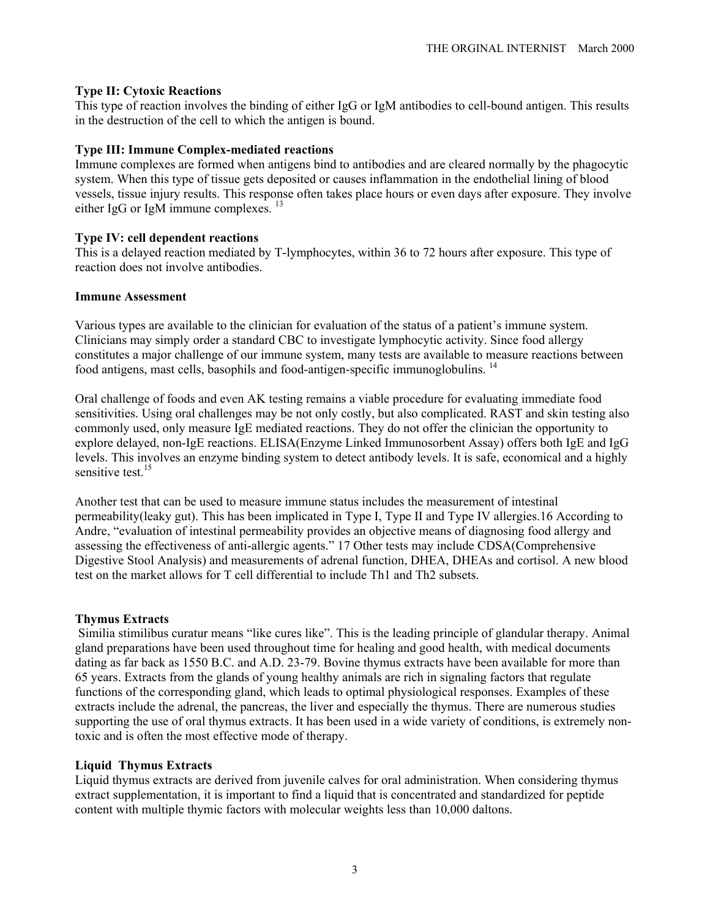### Type II: Cytoxic Reactions

This type of reaction involves the binding of either IgG or IgM antibodies to cell-bound antigen. This results in the destruction of the cell to which the antigen is bound.

### Type III: Immune Complex-mediated reactions

Immune complexes are formed when antigens bind to antibodies and are cleared normally by the phagocytic system. When this type of tissue gets deposited or causes inflammation in the endothelial lining of blood vessels, tissue injury results. This response often takes place hours or even days after exposure. They involve either IgG or IgM immune complexes. [13]

### Type IV: cell dependent reactions

This is a delayed reaction mediated by T-lymphocytes, within 36 to 72 hours after exposure. This type of reaction does not involve antibodies.

### Immune Assessment

Various types are available to the clinician for evaluation of the status of a patient's immune system. Clinicians may simply order a standard CBC to investigate lymphocytic activity. Since food allergy constitutes a major challenge of our immune system, many tests are available to measure reactions between food antigens, mast cells, basophils and food-antigen-specific immunoglobulins. [14]

Oral challenge of foods and even AK testing remains a viable procedure for evaluating immediate food sensitivities. Using oral challenges may be not only costly, but also complicated. RAST and skin testing also commonly used, only measure IgE mediated reactions. They do not offer the clinician the opportunity to explore delayed, non-IgE reactions. ELISA(Enzyme Linked Immunosorbent Assay) offers both IgE and IgG levels. This involves an enzyme binding system to detect antibody levels. It is safe, economical and a highly sensitive test.[15]

Another test that can be used to measure immune status includes the measurement of intestinal permeability(leaky gut). This has been implicated in Type I, Type II and Type IV allergies.16 According to Andre, "evaluation of intestinal permeability provides an objective means of diagnosing food allergy and assessing the effectiveness of anti-allergic agents." 17 Other tests may include CDSA(Comprehensive Digestive Stool Analysis) and measurements of adrenal function, DHEA, DHEAs and cortisol. A new blood test on the market allows for T cell differential to include Th1 and Th2 subsets.

### Thymus Extracts

Similia stimilibus curatur means "like cures like". This is the leading principle of glandular therapy. Animal gland preparations have been used throughout time for healing and good health, with medical documents dating as far back as 1550 B.C. and A.D. 23-79. Bovine thymus extracts have been available for more than 65 years. Extracts from the glands of young healthy animals are rich in signaling factors that regulate functions of the corresponding gland, which leads to optimal physiological responses. Examples of these extracts include the adrenal, the pancreas, the liver and especially the thymus. There are numerous studies supporting the use of oral thymus extracts. It has been used in a wide variety of conditions, is extremely non-toxic and is often the most effective mode of therapy.

### Liquid Thymus Extracts

Liquid thymus extracts are derived from juvenile calves for oral administration. When considering thymus extract supplementation, it is important to find a liquid that is concentrated and standardized for peptide content with multiple thymic factors with molecular weights less than 10,000 daltons.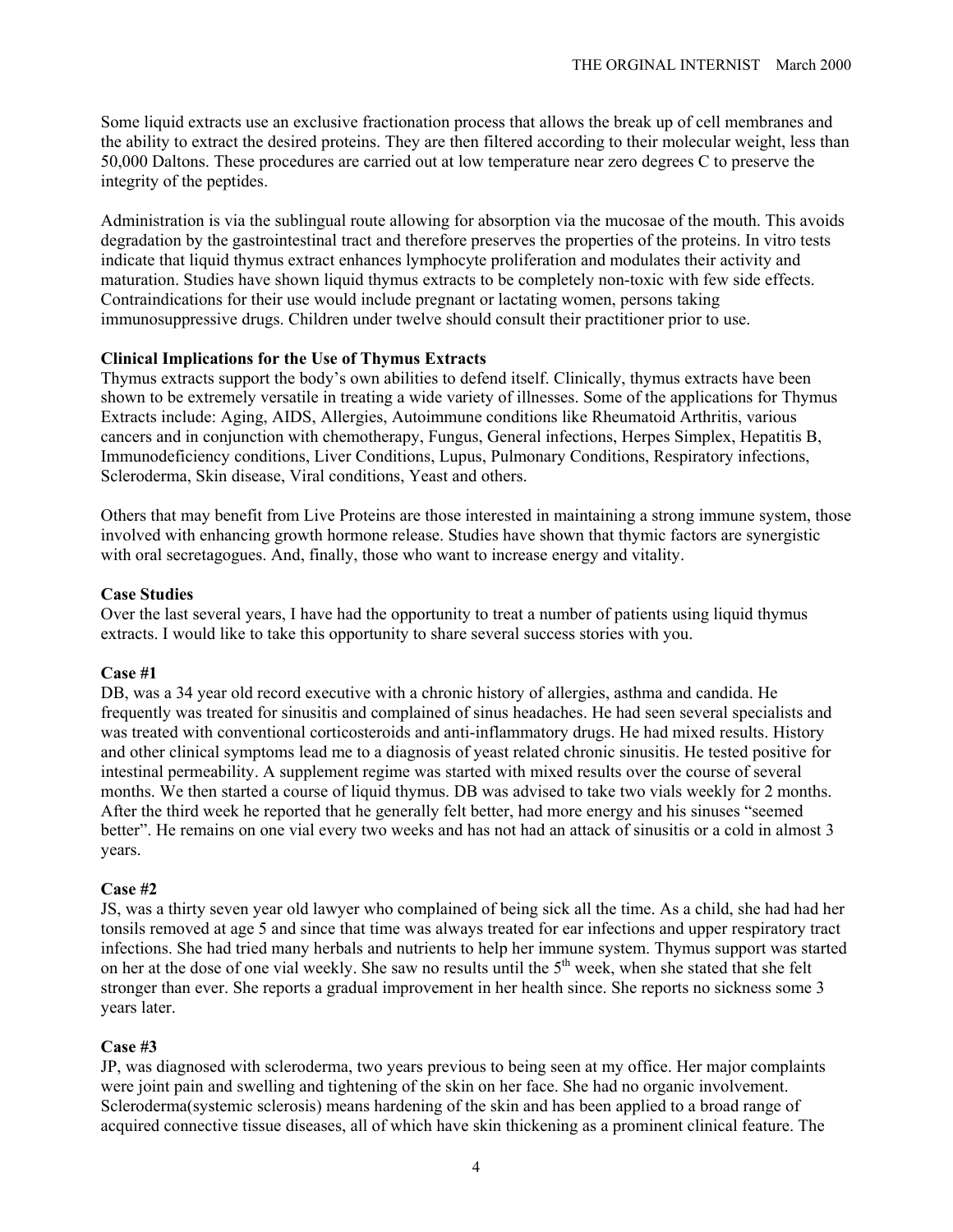Some liquid extracts use an exclusive fractionation process that allows the break up of cell membranes and the ability to extract the desired proteins. They are then filtered according to their molecular weight, less than 50,000 Daltons. These procedures are carried out at low temperature near zero degrees C to preserve the integrity of the peptides.

Administration is via the sublingual route allowing for absorption via the mucosae of the mouth. This avoids degradation by the gastrointestinal tract and therefore preserves the properties of the proteins. In vitro tests indicate that liquid thymus extract enhances lymphocyte proliferation and modulates their activity and maturation. Studies have shown liquid thymus extracts to be completely non-toxic with few side effects. Contraindications for their use would include pregnant or lactating women, persons taking immunosuppressive drugs. Children under twelve should consult their practitioner prior to use.

**Clinical Implications for the Use of Thymus Extracts**

Thymus extracts support the body's own abilities to defend itself. Clinically, thymus extracts have been shown to be extremely versatile in treating a wide variety of illnesses. Some of the applications for Thymus Extracts include: Aging, AIDS, Allergies, Autoimmune conditions like Rheumatoid Arthritis, various cancers and in conjunction with chemotherapy, Fungus, General infections, Herpes Simplex, Hepatitis B, Immunodeficiency conditions, Liver Conditions, Lupus, Pulmonary Conditions, Respiratory infections, Scleroderma, Skin disease, Viral conditions, Yeast and others.

Others that may benefit from Live Proteins are those interested in maintaining a strong immune system, those involved with enhancing growth hormone release. Studies have shown that thymic factors are synergistic with oral secretagogues. And, finally, those who want to increase energy and vitality.

**Case Studies**

Over the last several years, I have had the opportunity to treat a number of patients using liquid thymus extracts. I would like to take this opportunity to share several success stories with you.

**Case #1**

DB, was a 34 year old record executive with a chronic history of allergies, asthma and candida. He frequently was treated for sinusitis and complained of sinus headaches. He had seen several specialists and was treated with conventional corticosteroids and anti-inflammatory drugs. He had mixed results. History and other clinical symptoms lead me to a diagnosis of yeast related chronic sinusitis. He tested positive for intestinal permeability. A supplement regime was started with mixed results over the course of several months. We then started a course of liquid thymus. DB was advised to take two vials weekly for 2 months. After the third week he reported that he generally felt better, had more energy and his sinuses "seemed better". He remains on one vial every two weeks and has not had an attack of sinusitis or a cold in almost 3 years.

**Case #2**

JS, was a thirty seven year old lawyer who complained of being sick all the time. As a child, she had had her tonsils removed at age 5 and since that time was always treated for ear infections and upper respiratory tract infections. She had tried many herbals and nutrients to help her immune system. Thymus support was started on her at the dose of one vial weekly. She saw no results until the 5th week, when she stated that she felt stronger than ever. She reports a gradual improvement in her health since. She reports no sickness some 3 years later.

**Case #3**

JP, was diagnosed with scleroderma, two years previous to being seen at my office. Her major complaints were joint pain and swelling and tightening of the skin on her face. She had no organic involvement. Scleroderma(systemic sclerosis) means hardening of the skin and has been applied to a broad range of acquired connective tissue diseases, all of which have skin thickening as a prominent clinical feature. The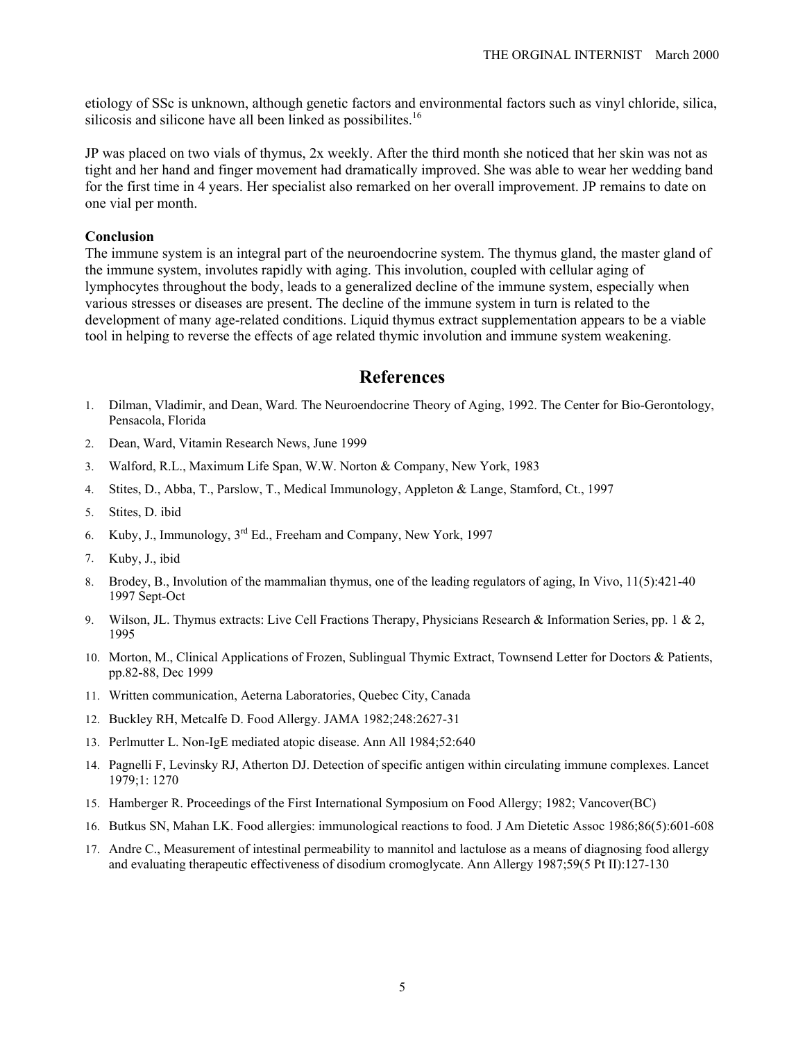etiology of SSc is unknown, although genetic factors and environmental factors such as vinyl chloride, silica, silicosis and silicone have all been linked as possibilites.[16]

JP was placed on two vials of thymus, 2x weekly. After the third month she noticed that her skin was not as tight and her hand and finger movement had dramatically improved. She was able to wear her wedding band for the first time in 4 years. Her specialist also remarked on her overall improvement. JP remains to date on one vial per month.

**Conclusion**

The immune system is an integral part of the neuroendocrine system. The thymus gland, the master gland of the immune system, involutes rapidly with aging. This involution, coupled with cellular aging of lymphocytes throughout the body, leads to a generalized decline of the immune system, especially when various stresses or diseases are present. The decline of the immune system in turn is related to the development of many age-related conditions. Liquid thymus extract supplementation appears to be a viable tool in helping to reverse the effects of age related thymic involution and immune system weakening.

## References

1. Dilman, Vladimir, and Dean, Ward. The Neuroendocrine Theory of Aging, 1992. The Center for Bio-Gerontology, Pensacola, Florida
2. Dean, Ward, Vitamin Research News, June 1999
3. Walford, R.L., Maximum Life Span, W.W. Norton & Company, New York, 1983
4. Stites, D., Abba, T., Parslow, T., Medical Immunology, Appleton & Lange, Stamford, Ct., 1997
5. Stites, D. ibid
6. Kuby, J., Immunology, 3rd Ed., Freeham and Company, New York, 1997
7. Kuby, J., ibid
8. Brodey, B., Involution of the mammalian thymus, one of the leading regulators of aging, In Vivo, 11(5):421-40 1997 Sept-Oct
9. Wilson, JL. Thymus extracts: Live Cell Fractions Therapy, Physicians Research & Information Series, pp. 1 & 2, 1995
10. Morton, M., Clinical Applications of Frozen, Sublingual Thymic Extract, Townsend Letter for Doctors & Patients, pp.82-88, Dec 1999
11. Written communication, Aeterna Laboratories, Quebec City, Canada
12. Buckley RH, Metcalfe D. Food Allergy. JAMA 1982;248:2627-31
13. Perlmutter L. Non-IgE mediated atopic disease. Ann All 1984;52:640
14. Pagnelli F, Levinsky RJ, Atherton DJ. Detection of specific antigen within circulating immune complexes. Lancet 1979;1: 1270
15. Hamberger R. Proceedings of the First International Symposium on Food Allergy; 1982; Vancover(BC)
16. Butkus SN, Mahan LK. Food allergies: immunological reactions to food. J Am Dietetic Assoc 1986;86(5):601-608
17. Andre C., Measurement of intestinal permeability to mannitol and lactulose as a means of diagnosing food allergy and evaluating therapeutic effectiveness of disodium cromoglycate. Ann Allergy 1987;59(5 Pt II):127-130